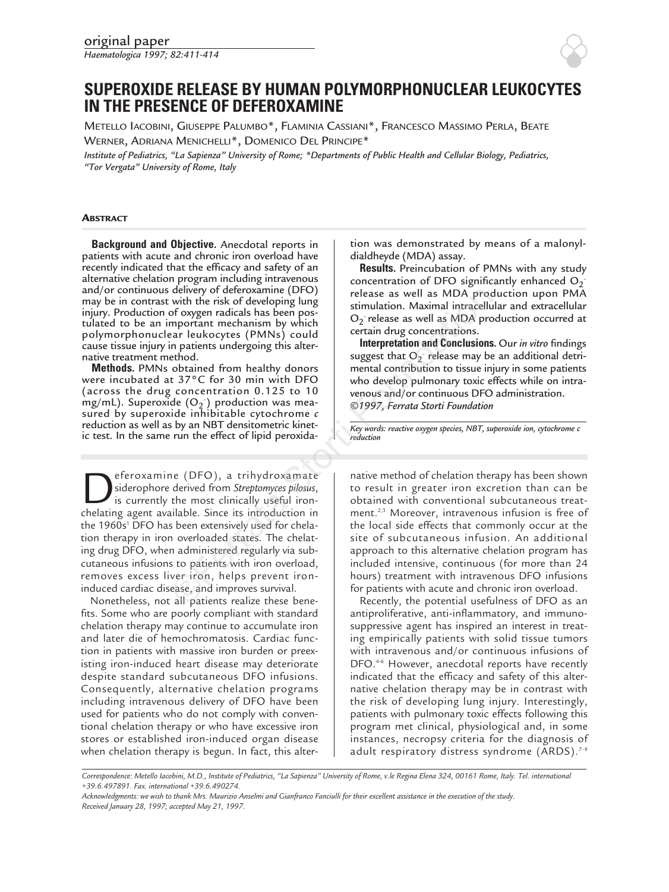original paper

# SUPEROXIDE RELEASE BY HUMAN POLYMORPHONUCLEAR LEUKOCYTES IN THE PRESENCE OF DEFEROXAMINE

METELLO IACOBINI, GIUSEPPE PALUMBO*, FLAMINIA CASSIANI*, FRANCESCO MASSIMO PERLA, BEATE WERNER, ADRIANA MENICHELLI*, DOMENICO DEL PRINCIPE*

*Institute of Pediatrics, "La Sapienza" University of Rome; \*Departments of Public Health and Cellular Biology, Pediatrics, "Tor Vergata" University of Rome, Italy*

## ABSTRACT

**Background and Objective.** Anecdotal reports in patients with acute and chronic iron overload have recently indicated that the efficacy and safety of an alternative chelation program including intravenous and/or continuous delivery of deferoxamine (DFO) may be in contrast with the risk of developing lung injury. Production of oxygen radicals has been postulated to be an important mechanism by which polymorphonuclear leukocytes (PMNs) could cause tissue injury in patients undergoing this alternative treatment method.

**Methods.** PMNs obtained from healthy donors were incubated at 37°C for 30 min with DFO (across the drug concentration 0.125 to 10 mg/mL). Superoxide ($O_2^-$) production was measured by superoxide inhibitable cytochrome *c* reduction as well as by an NBT densitometric kinetic test. In the same run the effect of lipid peroxidation was demonstrated by means of a malonyldialdheyde (MDA) assay.

**Results.** Preincubation of PMNs with any study concentration of DFO significantly enhanced $O_2^-$ release as well as MDA production upon PMA stimulation. Maximal intracellular and extracellular $O_2^-$ release as well as MDA production occurred at certain drug concentrations.

**Interpretation and Conclusions.** Our *in vitro* findings suggest that $O_2^-$ release may be an additional detrimental contribution to tissue injury in some patients who develop pulmonary toxic effects while on intravenous and/or continuous DFO administration.

*©1997, Ferrata Storti Foundation*

*Key words: reactive oxygen species, NBT, superoxide ion, cytochrome c reduction*

Deferoxamine (DFO), a trihydroxamate siderophore derived from *Streptomyces pilosus*, is currently the most clinically useful iron-chelating agent available. Since its introduction in the 1960s[1] DFO has been extensively used for chelation therapy in iron overloaded states. The chelating drug DFO, when administered regularly via subcutaneous infusions to patients with iron overload, removes excess liver iron, helps prevent iron-induced cardiac disease, and improves survival.

Nonetheless, not all patients realize these benefits. Some who are poorly compliant with standard chelation therapy may continue to accumulate iron and later die of hemochromatosis. Cardiac function in patients with massive iron burden or preexisting iron-induced heart disease may deteriorate despite standard subcutaneous DFO infusions. Consequently, alternative chelation programs including intravenous delivery of DFO have been used for patients who do not comply with conventional chelation therapy or who have excessive iron stores or established iron-induced organ disease when chelation therapy is begun. In fact, this alternative method of chelation therapy has been shown to result in greater iron excretion than can be obtained with conventional subcutaneous treatment.[2,3] Moreover, intravenous infusion is free of the local side effects that commonly occur at the site of subcutaneous infusion. An additional approach to this alternative chelation program has included intensive, continuous (for more than 24 hours) treatment with intravenous DFO infusions for patients with acute and chronic iron overload.

Recently, the potential usefulness of DFO as an antiproliferative, anti-inflammatory, and immunosuppressive agent has inspired an interest in treating empirically patients with solid tissue tumors with intravenous and/or continuous infusions of DFO.[4-6] However, anecdotal reports have recently indicated that the efficacy and safety of this alternative chelation therapy may be in contrast with the risk of developing lung injury. Interestingly, patients with pulmonary toxic effects following this program met clinical, physiological and, in some instances, necropsy criteria for the diagnosis of adult respiratory distress syndrome (ARDS).[7-9]

*Correspondence: Metello Iacobini, M.D., Institute of Pediatrics, "La Sapienza" University of Rome, v.le Regina Elena 324, 00161 Rome, Italy. Tel. international +39.6.497891. Fax. international +39.6.490274.*

*Acknowledgments: we wish to thank Mrs. Maurizio Anselmi and Gianfranco Fanciulli for their excellent assistance in the execution of the study.*

*Received January 28, 1997; accepted May 21, 1997.*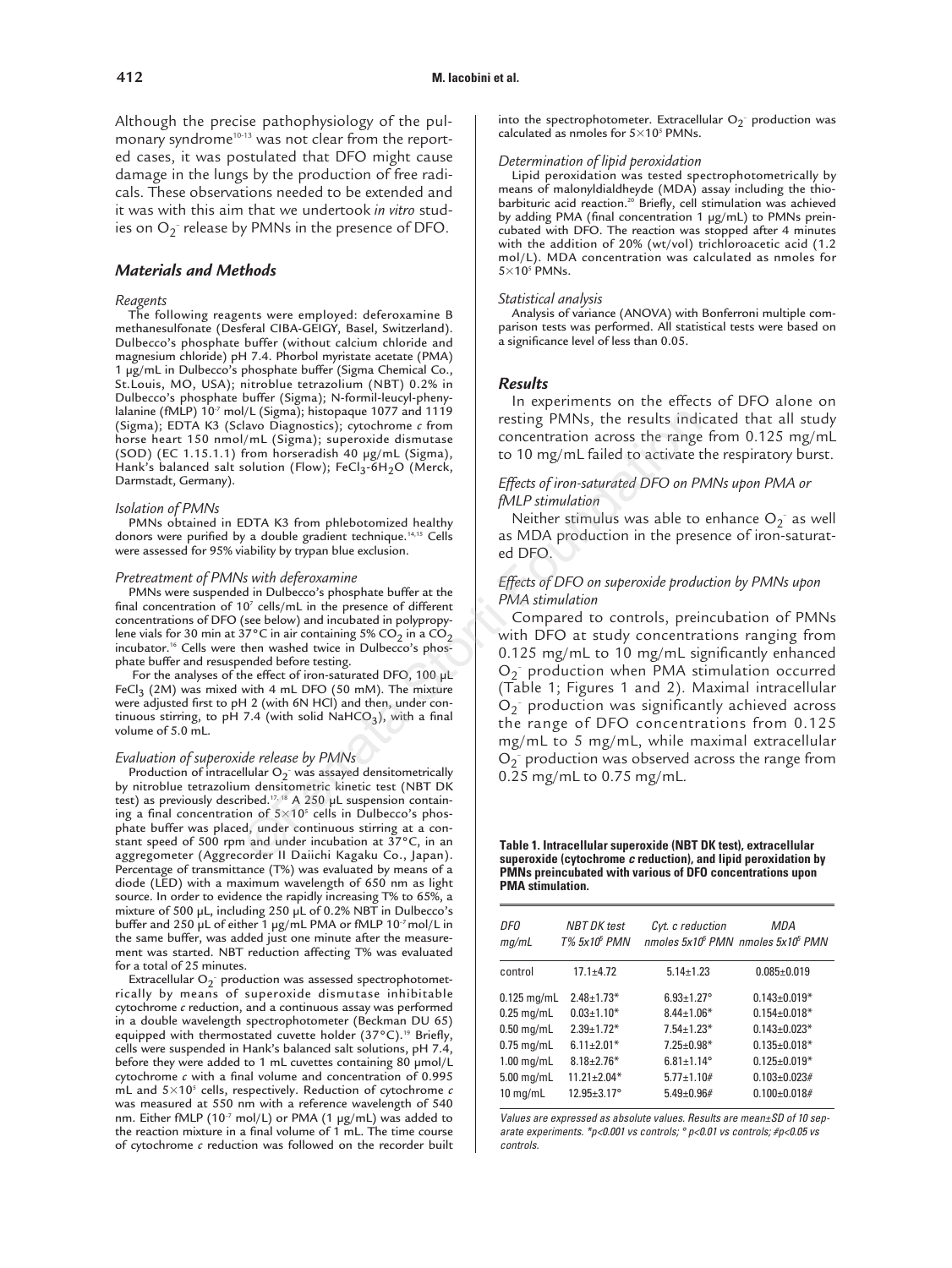Although the precise pathophysiology of the pulmonary syndrome[10-13] was not clear from the reported cases, it was postulated that DFO might cause damage in the lungs by the production of free radicals. These observations needed to be extended and it was with this aim that we undertook *in vitro* studies on $O_2^-$ release by PMNs in the presence of DFO.

## Materials and Methods

### Reagents

The following reagents were employed: deferoxamine B methanesulfonate (Desferal CIBA-GEIGY, Basel, Switzerland). Dulbecco's phosphate buffer (without calcium chloride and magnesium chloride) pH 7.4. Phorbol myristate acetate (PMA) 1 µg/mL in Dulbecco's phosphate buffer (Sigma Chemical Co., St.Louis, MO, USA); nitroblue tetrazolium (NBT) 0.2% in Dulbecco's phosphate buffer (Sigma); N-formil-leucyl-phenylalanine (fMLP) $10^{-7}$ mol/L (Sigma); histopaque 1077 and 1119 (Sigma); EDTA K3 (Sclavo Diagnostics); cytochrome *c* from horse heart 150 nmol/mL (Sigma); superoxide dismutase (SOD) (EC 1.15.1.1) from horseradish 40 µg/mL (Sigma), Hank's balanced salt solution (Flow); $FeCl_3$-$6H_2O$ (Merck, Darmstadt, Germany).

### Isolation of PMNs

PMNs obtained in EDTA K3 from phlebotomized healthy donors were purified by a double gradient technique.[14,15] Cells were assessed for 95% viability by trypan blue exclusion.

### Pretreatment of PMNs with deferoxamine

PMNs were suspended in Dulbecco's phosphate buffer at the final concentration of $10^7$ cells/mL in the presence of different concentrations of DFO (see below) and incubated in polypropylene vials for 30 min at 37°C in air containing 5% $CO_2$ in a $CO_2$ incubator.[16] Cells were then washed twice in Dulbecco's phosphate buffer and resuspended before testing.

For the analyses of the effect of iron-saturated DFO, 100 µL $FeCl_3$ (2M) was mixed with 4 mL DFO (50 mM). The mixture were adjusted first to pH 2 (with 6N HCl) and then, under continuous stirring, to pH 7.4 (with solid $NaHCO_3$), with a final volume of 5.0 mL.

### Evaluation of superoxide release by PMNs

Production of intracellular $O_2^-$ was assayed densitometrically by nitroblue tetrazolium densitometric kinetic test (NBT DK test) as previously described.[17,18] A 250 µL suspension containing a final concentration of $5\times10^5$ cells in Dulbecco's phosphate buffer was placed, under continuous stirring at a constant speed of 500 rpm and under incubation at 37°C, in an aggregometer (Aggrecorder II Daiichi Kagaku Co., Japan). Percentage of transmittance (T%) was evaluated by means of a diode (LED) with a maximum wavelength of 650 nm as light source. In order to evidence the rapidly increasing T% to 65%, a mixture of 500 µL, including 250 µL of 0.2% NBT in Dulbecco's buffer and 250 µL of either 1 µg/mL PMA or fMLP $10^{-7}$ mol/L in the same buffer, was added just one minute after the measurement was started. NBT reduction affecting T% was evaluated for a total of 25 minutes.

Extracellular $O_2^-$ production was assessed spectrophotometrically by means of superoxide dismutase inhibitable cytochrome *c* reduction, and a continuous assay was performed in a double wavelength spectrophotometer (Beckman DU 65) equipped with thermostated cuvette holder (37°C).[19] Briefly, cells were suspended in Hank's balanced salt solutions, pH 7.4, before they were added to 1 mL cuvettes containing 80 µmol/L cytochrome *c* with a final volume and concentration of 0.995 mL and $5\times10^5$ cells, respectively. Reduction of cytochrome *c* was measured at 550 nm with a reference wavelength of 540 nm. Either fMLP ($10^{-7}$ mol/L) or PMA (1 µg/mL) was added to the reaction mixture in a final volume of 1 mL. The time course of cytochrome *c* reduction was followed on the recorder built into the spectrophotometer. Extracellular $O_2^-$ production was calculated as nmoles for $5\times10^5$ PMNs.

### Determination of lipid peroxidation

Lipid peroxidation was tested spectrophotometrically by means of malonyldialdheyde (MDA) assay including the thiobarbituric acid reaction.[20] Briefly, cell stimulation was achieved by adding PMA (final concentration 1 µg/mL) to PMNs preincubated with DFO. The reaction was stopped after 4 minutes with the addition of 20% (wt/vol) trichloroacetic acid (1.2 mol/L). MDA concentration was calculated as nmoles for $5\times10^5$ PMNs.

### Statistical analysis

Analysis of variance (ANOVA) with Bonferroni multiple comparison tests was performed. All statistical tests were based on a significance level of less than 0.05.

## Results

In experiments on the effects of DFO alone on resting PMNs, the results indicated that all study concentration across the range from 0.125 mg/mL to 10 mg/mL failed to activate the respiratory burst.

### Effects of iron-saturated DFO on PMNs upon PMA or fMLP stimulation

Neither stimulus was able to enhance $O_2^-$ as well as MDA production in the presence of iron-saturated DFO.

### Effects of DFO on superoxide production by PMNs upon PMA stimulation

Compared to controls, preincubation of PMNs with DFO at study concentrations ranging from 0.125 mg/mL to 10 mg/mL significantly enhanced $O_2^-$ production when PMA stimulation occurred (Table 1; Figures 1 and 2). Maximal intracellular $O_2^-$ production was significantly achieved across the range of DFO concentrations from 0.125 mg/mL to 5 mg/mL, while maximal extracellular $O_2^-$ production was observed across the range from 0.25 mg/mL to 0.75 mg/mL.

**Table 1. Intracellular superoxide (NBT DK test), extracellular superoxide (cytochrome *c* reduction), and lipid peroxidation by PMNs preincubated with various of DFO concentrations upon PMA stimulation.**

| DFO mg/mL | NBT DK test T% $5\times10^5$ PMN | Cyt. c reduction nmoles $5\times10^5$ PMN | MDA nmoles $5\times10^5$ PMN |
|---|---|---|---|
| control | 17.1±4.72 | 5.14±1.23 | 0.085±0.019 |
| 0.125 mg/mL | 2.48±1.73* | 6.93±1.27° | 0.143±0.019* |
| 0.25 mg/mL | 0.03±1.10* | 8.44±1.06* | 0.154±0.018* |
| 0.50 mg/mL | 2.39±1.72* | 7.54±1.23* | 0.143±0.023* |
| 0.75 mg/mL | 6.11±2.01* | 7.25±0.98* | 0.135±0.018* |
| 1.00 mg/mL | 8.18±2.76* | 6.81±1.14° | 0.125±0.019* |
| 5.00 mg/mL | 11.21±2.04* | 5.77±1.10# | 0.103±0.023# |
| 10 mg/mL | 12.95±3.17° | 5.49±0.96# | 0.100±0.018# |

*Values are expressed as absolute values. Results are mean±SD of 10 separate experiments. \*p<0.001 vs controls; ° p<0.01 vs controls; #p<0.05 vs controls.*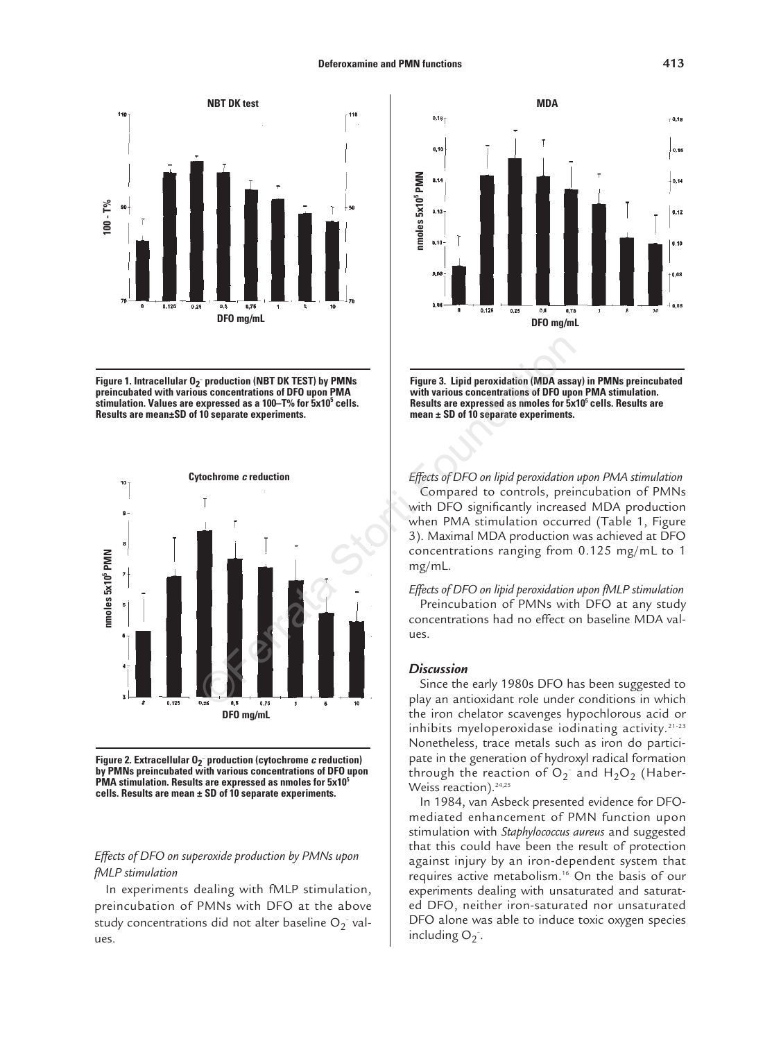Figure 1. Intracellular $O_2^-$ production (NBT DK TEST) by PMNs preincubated with various concentrations of DFO upon PMA stimulation. Values are expressed as a 100–T% for 5x10[5] cells. Results are mean±SD of 10 separate experiments.

Figure 2. Extracellular $O_2^-$ production (cytochrome *c* reduction) by PMNs preincubated with various concentrations of DFO upon PMA stimulation. Results are expressed as nmoles for 5x10[5] cells. Results are mean ± SD of 10 separate experiments.

*Effects of DFO on superoxide production by PMNs upon fMLP stimulation*

In experiments dealing with fMLP stimulation, preincubation of PMNs with DFO at the above study concentrations did not alter baseline $O_2^-$ values.

Figure 3. Lipid peroxidation (MDA assay) in PMNs preincubated with various concentrations of DFO upon PMA stimulation. Results are expressed as nmoles for 5x10[5] cells. Results are mean ± SD of 10 separate experiments.

*Effects of DFO on lipid peroxidation upon PMA stimulation*

Compared to controls, preincubation of PMNs with DFO significantly increased MDA production when PMA stimulation occurred (Table 1, Figure 3). Maximal MDA production was achieved at DFO concentrations ranging from 0.125 mg/mL to 1 mg/mL.

*Effects of DFO on lipid peroxidation upon fMLP stimulation*

Preincubation of PMNs with DFO at any study concentrations had no effect on baseline MDA values.

### Discussion

Since the early 1980s DFO has been suggested to play an antioxidant role under conditions in which the iron chelator scavenges hypochlorous acid or inhibits myeloperoxidase iodinating activity.[21-23] Nonetheless, trace metals such as iron do participate in the generation of hydroxyl radical formation through the reaction of $O_2^-$ and $H_2O_2$ (Haber-Weiss reaction).[24,25]

In 1984, van Asbeck presented evidence for DFO-mediated enhancement of PMN function upon stimulation with *Staphylococcus aureus* and suggested that this could have been the result of protection against injury by an iron-dependent system that requires active metabolism.[16] On the basis of our experiments dealing with unsaturated and saturated DFO, neither iron-saturated nor unsaturated DFO alone was able to induce toxic oxygen species including $O_2^-$.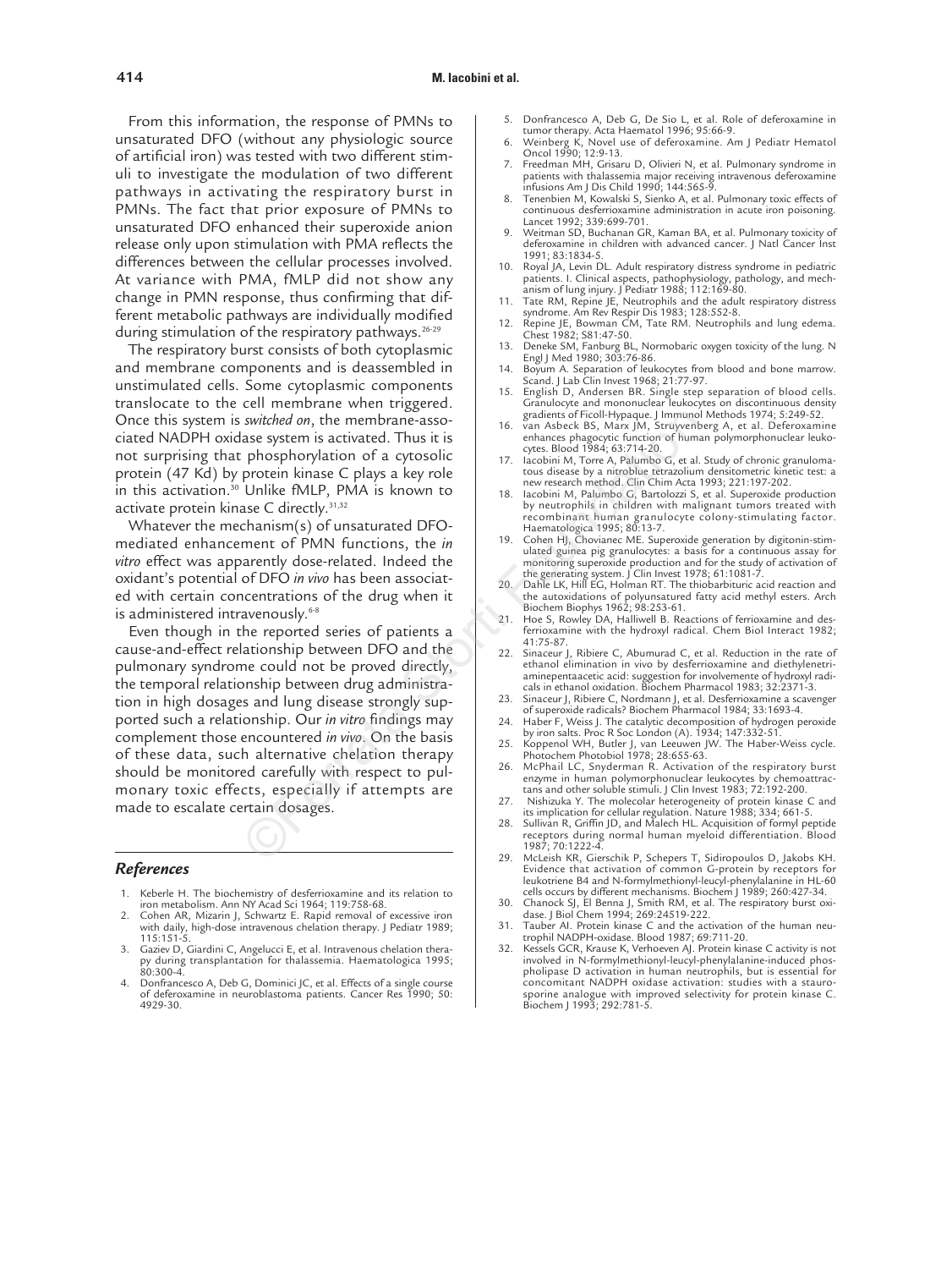From this information, the response of PMNs to unsaturated DFO (without any physiologic source of artificial iron) was tested with two different stimuli to investigate the modulation of two different pathways in activating the respiratory burst in PMNs. The fact that prior exposure of PMNs to unsaturated DFO enhanced their superoxide anion release only upon stimulation with PMA reflects the differences between the cellular processes involved. At variance with PMA, fMLP did not show any change in PMN response, thus confirming that different metabolic pathways are individually modified during stimulation of the respiratory pathways.[26-29]

The respiratory burst consists of both cytoplasmic and membrane components and is deassembled in unstimulated cells. Some cytoplasmic components translocate to the cell membrane when triggered. Once this system is *switched on*, the membrane-associated NADPH oxidase system is activated. Thus it is not surprising that phosphorylation of a cytosolic protein (47 Kd) by protein kinase C plays a key role in this activation.[30] Unlike fMLP, PMA is known to activate protein kinase C directly.[31,32]

Whatever the mechanism(s) of unsaturated DFO-mediated enhancement of PMN functions, the *in vitro* effect was apparently dose-related. Indeed the oxidant's potential of DFO *in vivo* has been associated with certain concentrations of the drug when it is administered intravenously.[6-8]

Even though in the reported series of patients a cause-and-effect relationship between DFO and the pulmonary syndrome could not be proved directly, the temporal relationship between drug administration in high dosages and lung disease strongly supported such a relationship. Our *in vitro* findings may complement those encountered *in vivo*. On the basis of these data, such alternative chelation therapy should be monitored carefully with respect to pulmonary toxic effects, especially if attempts are made to escalate certain dosages.

## References

1. Keberle H. The biochemistry of desferrioxamine and its relation to iron metabolism. Ann NY Acad Sci 1964; 119:758-68.
2. Cohen AR, Mizarin J, Schwartz E. Rapid removal of excessive iron with daily, high-dose intravenous chelation therapy. J Pediatr 1989; 115:151-5.
3. Gaziev D, Giardini C, Angelucci E, et al. Intravenous chelation therapy during transplantation for thalassemia. Haematologica 1995; 80:300-4.
4. Donfrancesco A, Deb G, Dominici JC, et al. Effects of a single course of deferoxamine in neuroblastoma patients. Cancer Res 1990; 50: 4929-30.
5. Donfrancesco A, Deb G, De Sio L, et al. Role of deferoxamine in tumor therapy. Acta Haematol 1996; 95:66-9.
6. Weinberg K, Novel use of deferoxamine. Am J Pediatr Hematol Oncol 1990; 12:9-13.
7. Freedman MH, Grisaru D, Olivieri N, et al. Pulmonary syndrome in patients with thalassemia major receiving intravenous deferoxamine infusions Am J Dis Child 1990; 144:565-9.
8. Tenenbien M, Kowalski S, Sienko A, et al. Pulmonary toxic effects of continuous desferrioxamine administration in acute iron poisoning. Lancet 1992; 339:699-701.
9. Weitman SD, Buchanan GR, Kaman BA, et al. Pulmonary toxicity of deferoxamine in children with advanced cancer. J Natl Cancer Inst 1991; 83:1834-5.
10. Royal JA, Levin DL. Adult respiratory distress syndrome in pediatric patients. I. Clinical aspects, pathophysiology, pathology, and mechanism of lung injury. J Pediatr 1988; 112:169-80.
11. Tate RM, Repine JE, Neutrophils and the adult respiratory distress syndrome. Am Rev Respir Dis 1983; 128:552-8.
12. Repine JE, Bowman CM, Tate RM. Neutrophils and lung edema. Chest 1982; S81:47-50.
13. Deneke SM, Fanburg BL, Normobaric oxygen toxicity of the lung. N Engl J Med 1980; 303:76-86.
14. Boyum A. Separation of leukocytes from blood and bone marrow. Scand. J Lab Clin Invest 1968; 21:77-97.
15. English D, Andersen BR. Single step separation of blood cells. Granulocyte and mononuclear leukocytes on discontinuous density gradients of Ficoll-Hypaque. J Immunol Methods 1974; 5:249-52.
16. van Asbeck BS, Marx JM, Struyvenberg A, et al. Deferoxamine enhances phagocytic function of human polymorphonuclear leukocytes. Blood 1984; 63:714-20.
17. Iacobini M, Torre A, Palumbo G, et al. Study of chronic granulomatous disease by a nitroblue tetrazolium densitometric kinetic test: a new research method. Clin Chim Acta 1993; 221:197-202.
18. Iacobini M, Palumbo G, Bartolozzi S, et al. Superoxide production by neutrophils in children with malignant tumors treated with recombinant human granulocyte colony-stimulating factor. Haematologica 1995; 80:13-7.
19. Cohen HJ, Chovianec ME. Superoxide generation by digitonin-stimulated guinea pig granulocytes: a basis for a continuous assay for monitoring superoxide production and for the study of activation of the generating system. J Clin Invest 1978; 61:1081-7.
20. Dahle LK, Hill EG, Holman RT. The thiobarbituric acid reaction and the autoxidations of polyunsaturated fatty acid methyl esters. Arch Biochem Biophys 1962; 98:253-61.
21. Hoe S, Rowley DA, Halliwell B. Reactions of ferrioxamine and desferrioxamine with the hydroxyl radical. Chem Biol Interact 1982; 41:75-87.
22. Sinaceur J, Ribiere C, Abumurad C, et al. Reduction in the rate of ethanol elimination in vivo by desferrioxamine and diethylenetriaminepentaacetic acid: suggestion for involvemente of hydroxyl radicals in ethanol oxidation. Biochem Pharmacol 1983; 32:2371-3.
23. Sinaceur J, Ribiere C, Nordmann J, et al. Desferrioxamine a scavenger of superoxide radicals? Biochem Pharmacol 1984; 33:1693-4.
24. Haber F, Weiss J. The catalytic decomposition of hydrogen peroxide by iron salts. Proc R Soc London (A). 1934; 147:332-51.
25. Koppenol WH, Butler J, van Leeuwen JW. The Haber-Weiss cycle. Photochem Photobiol 1978; 28:655-63.
26. McPhail LC, Snyderman R. Activation of the respiratory burst enzyme in human polymorphonuclear leukocytes by chemoattractans and other soluble stimuli. J Clin Invest 1983; 72:192-200.
27. Nishizuka Y. The molecolar heterogeneity of protein kinase C and its implication for cellular regulation. Nature 1988; 334; 661-5.
28. Sullivan R, Griffin JD, and Malech HL. Acquisition of formyl peptide receptors during normal human myeloid differentiation. Blood 1987; 70:1222-4.
29. McLeish KR, Gierschik P, Schepers T, Sidiropoulos D, Jakobs KH. Evidence that activation of common G-protein by receptors for leukotriene B4 and N-formylmethionyl-leucyl-phenylalanine in HL-60 cells occurs by different mechanisms. Biochem J 1989; 260:427-34.
30. Chanock SJ, El Benna J, Smith RM, et al. The respiratory burst oxidase. J Biol Chem 1994; 269:24519-222.
31. Tauber AI. Protein kinase C and the activation of the human neutrophil NADPH-oxidase. Blood 1987; 69:711-20.
32. Kessels GCR, Krause K, Verhoeven AJ. Protein kinase C activity is not involved in N-formylmethionyl-leucyl-phenylalanine-induced phospholipase D activation in human neutrophils, but is essential for concomitant NADPH oxidase activation: studies with a staurosporine analogue with improved selectivity for protein kinase C. Biochem J 1993; 292:781-5.